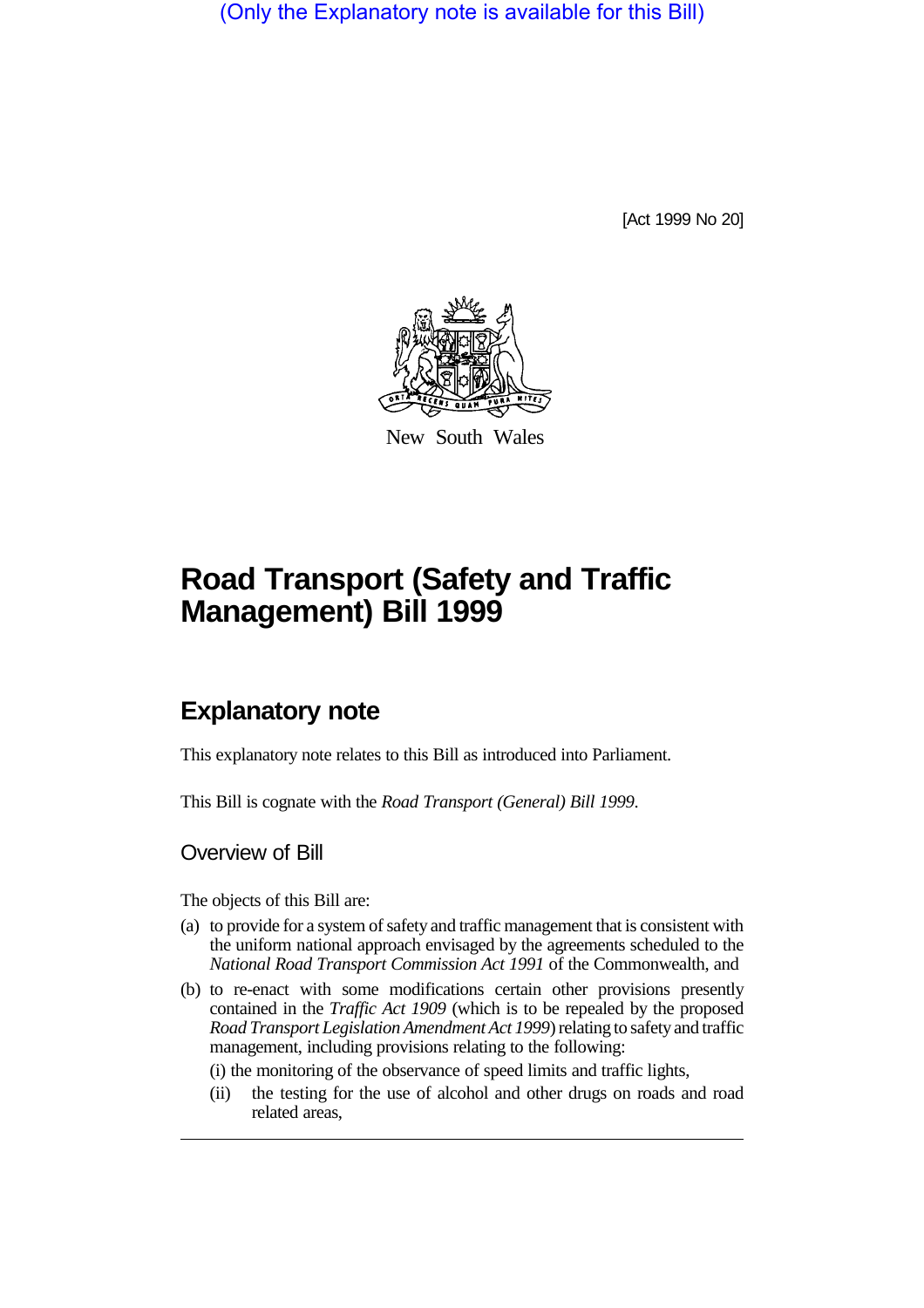(Only the Explanatory note is available for this Bill)

[Act 1999 No 20]

New South Wales

# Road Transport (Safety and Traffic Management) Bill 1999

## Explanatory note

This explanatory note relates to this Bill as introduced into Parliament.

This Bill is cognate with the *Road Transport (General) Bill 1999*.

### Overview of Bill

The objects of this Bill are:

(a) to provide for a system of safety and traffic management that is consistent with the uniform national approach envisaged by the agreements scheduled to the *National Road Transport Commission Act 1991* of the Commonwealth, and

(b) to re-enact with some modifications certain other provisions presently contained in the *Traffic Act 1909* (which is to be repealed by the proposed *Road Transport Legislation Amendment Act 1999*) relating to safety and traffic management, including provisions relating to the following:

(i) the monitoring of the observance of speed limits and traffic lights,

(ii) the testing for the use of alcohol and other drugs on roads and road related areas,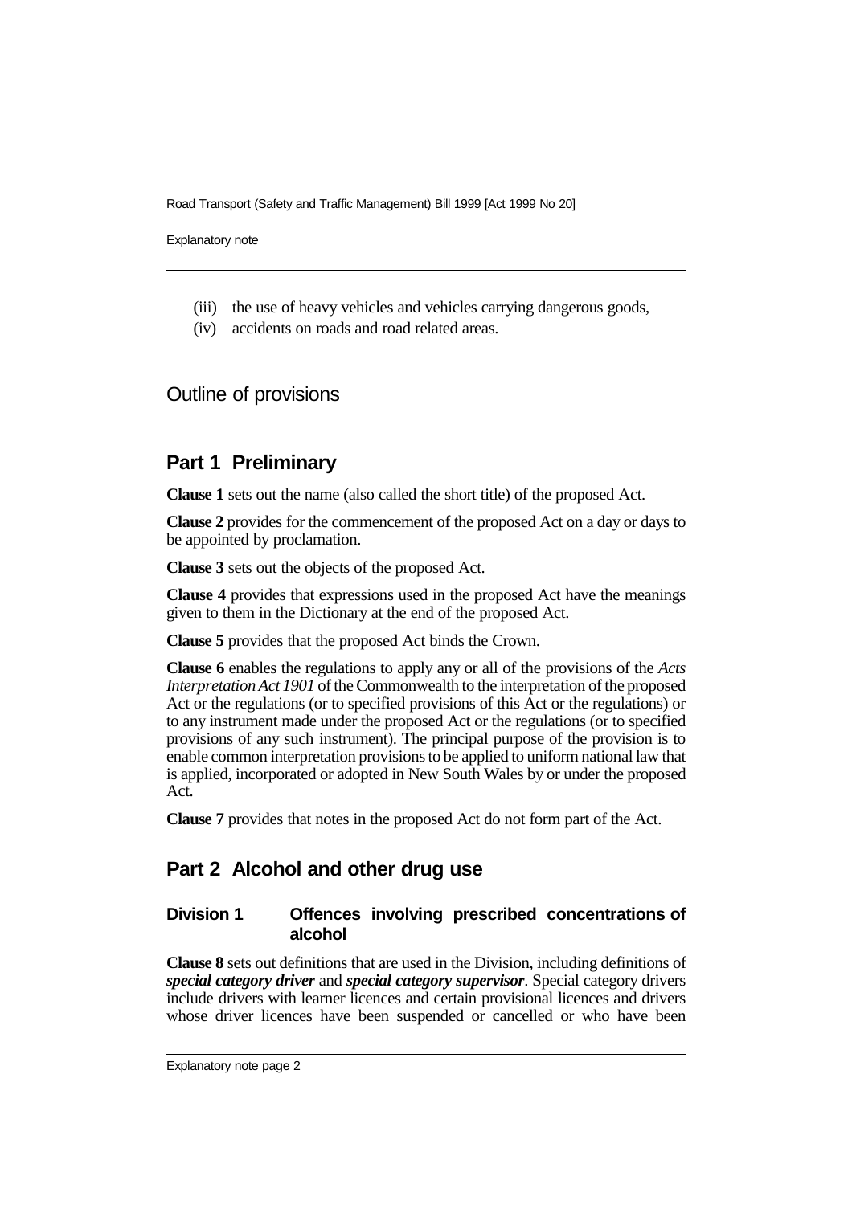(iii) the use of heavy vehicles and vehicles carrying dangerous goods,

(iv) accidents on roads and road related areas.

## Outline of provisions

## Part 1 Preliminary

**Clause 1** sets out the name (also called the short title) of the proposed Act.

**Clause 2** provides for the commencement of the proposed Act on a day or days to be appointed by proclamation.

**Clause 3** sets out the objects of the proposed Act.

**Clause 4** provides that expressions used in the proposed Act have the meanings given to them in the Dictionary at the end of the proposed Act.

**Clause 5** provides that the proposed Act binds the Crown.

**Clause 6** enables the regulations to apply any or all of the provisions of the *Acts Interpretation Act 1901* of the Commonwealth to the interpretation of the proposed Act or the regulations (or to specified provisions of this Act or the regulations) or to any instrument made under the proposed Act or the regulations (or to specified provisions of any such instrument). The principal purpose of the provision is to enable common interpretation provisions to be applied to uniform national law that is applied, incorporated or adopted in New South Wales by or under the proposed Act.

**Clause 7** provides that notes in the proposed Act do not form part of the Act.

## Part 2 Alcohol and other drug use

### Division 1 Offences involving prescribed concentrations of alcohol

**Clause 8** sets out definitions that are used in the Division, including definitions of ***special category driver*** and ***special category supervisor***. Special category drivers include drivers with learner licences and certain provisional licences and drivers whose driver licences have been suspended or cancelled or who have been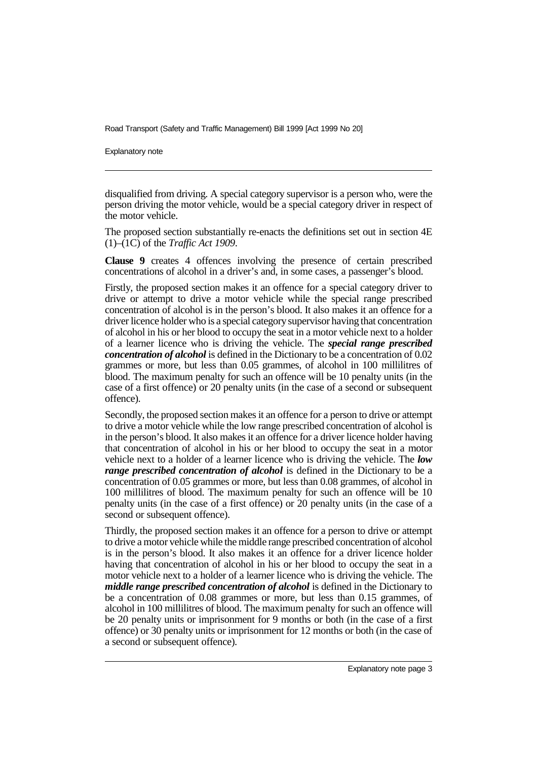disqualified from driving. A special category supervisor is a person who, were the person driving the motor vehicle, would be a special category driver in respect of the motor vehicle.

The proposed section substantially re-enacts the definitions set out in section 4E (1)–(1C) of the *Traffic Act 1909*.

**Clause 9** creates 4 offences involving the presence of certain prescribed concentrations of alcohol in a driver's and, in some cases, a passenger's blood.

Firstly, the proposed section makes it an offence for a special category driver to drive or attempt to drive a motor vehicle while the special range prescribed concentration of alcohol is in the person's blood. It also makes it an offence for a driver licence holder who is a special category supervisor having that concentration of alcohol in his or her blood to occupy the seat in a motor vehicle next to a holder of a learner licence who is driving the vehicle. The ***special range prescribed concentration of alcohol*** is defined in the Dictionary to be a concentration of 0.02 grammes or more, but less than 0.05 grammes, of alcohol in 100 millilitres of blood. The maximum penalty for such an offence will be 10 penalty units (in the case of a first offence) or 20 penalty units (in the case of a second or subsequent offence).

Secondly, the proposed section makes it an offence for a person to drive or attempt to drive a motor vehicle while the low range prescribed concentration of alcohol is in the person's blood. It also makes it an offence for a driver licence holder having that concentration of alcohol in his or her blood to occupy the seat in a motor vehicle next to a holder of a learner licence who is driving the vehicle. The ***low range prescribed concentration of alcohol*** is defined in the Dictionary to be a concentration of 0.05 grammes or more, but less than 0.08 grammes, of alcohol in 100 millilitres of blood. The maximum penalty for such an offence will be 10 penalty units (in the case of a first offence) or 20 penalty units (in the case of a second or subsequent offence).

Thirdly, the proposed section makes it an offence for a person to drive or attempt to drive a motor vehicle while the middle range prescribed concentration of alcohol is in the person's blood. It also makes it an offence for a driver licence holder having that concentration of alcohol in his or her blood to occupy the seat in a motor vehicle next to a holder of a learner licence who is driving the vehicle. The ***middle range prescribed concentration of alcohol*** is defined in the Dictionary to be a concentration of 0.08 grammes or more, but less than 0.15 grammes, of alcohol in 100 millilitres of blood. The maximum penalty for such an offence will be 20 penalty units or imprisonment for 9 months or both (in the case of a first offence) or 30 penalty units or imprisonment for 12 months or both (in the case of a second or subsequent offence).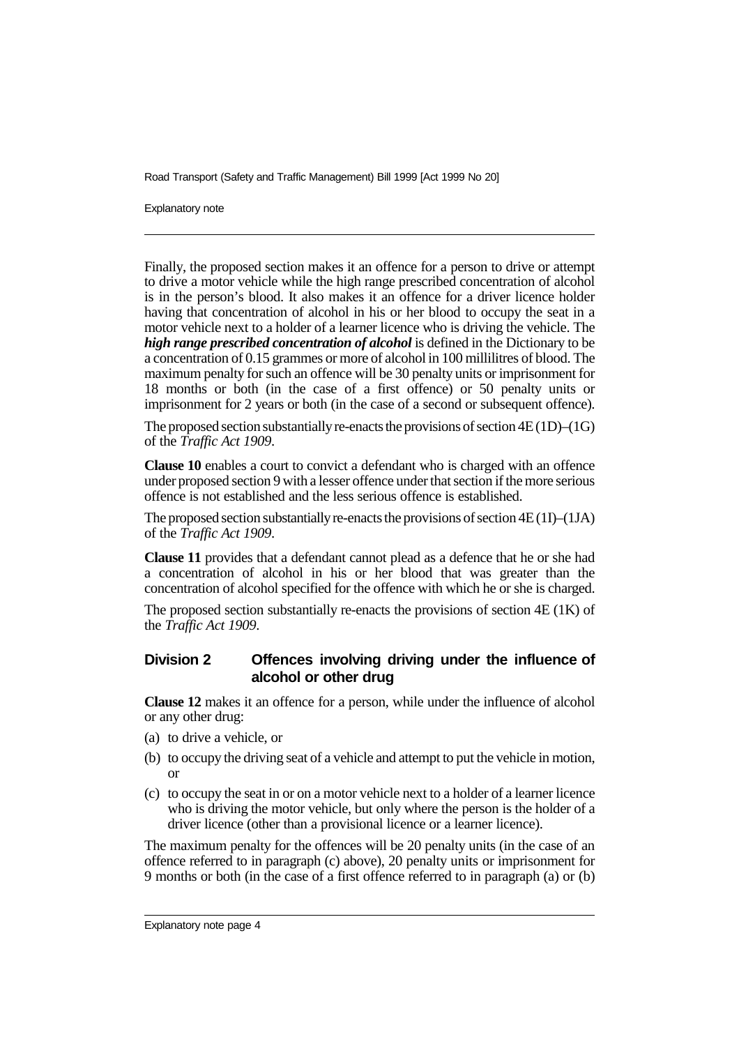Finally, the proposed section makes it an offence for a person to drive or attempt to drive a motor vehicle while the high range prescribed concentration of alcohol is in the person's blood. It also makes it an offence for a driver licence holder having that concentration of alcohol in his or her blood to occupy the seat in a motor vehicle next to a holder of a learner licence who is driving the vehicle. The ***high range prescribed concentration of alcohol*** is defined in the Dictionary to be a concentration of 0.15 grammes or more of alcohol in 100 millilitres of blood. The maximum penalty for such an offence will be 30 penalty units or imprisonment for 18 months or both (in the case of a first offence) or 50 penalty units or imprisonment for 2 years or both (in the case of a second or subsequent offence).

The proposed section substantially re-enacts the provisions of section 4E (1D)–(1G) of the *Traffic Act 1909*.

**Clause 10** enables a court to convict a defendant who is charged with an offence under proposed section 9 with a lesser offence under that section if the more serious offence is not established and the less serious offence is established.

The proposed section substantially re-enacts the provisions of section 4E (1I)–(1JA) of the *Traffic Act 1909*.

**Clause 11** provides that a defendant cannot plead as a defence that he or she had a concentration of alcohol in his or her blood that was greater than the concentration of alcohol specified for the offence with which he or she is charged.

The proposed section substantially re-enacts the provisions of section 4E (1K) of the *Traffic Act 1909*.

## Division 2 Offences involving driving under the influence of alcohol or other drug

**Clause 12** makes it an offence for a person, while under the influence of alcohol or any other drug:

(a) to drive a vehicle, or

(b) to occupy the driving seat of a vehicle and attempt to put the vehicle in motion, or

(c) to occupy the seat in or on a motor vehicle next to a holder of a learner licence who is driving the motor vehicle, but only where the person is the holder of a driver licence (other than a provisional licence or a learner licence).

The maximum penalty for the offences will be 20 penalty units (in the case of an offence referred to in paragraph (c) above), 20 penalty units or imprisonment for 9 months or both (in the case of a first offence referred to in paragraph (a) or (b)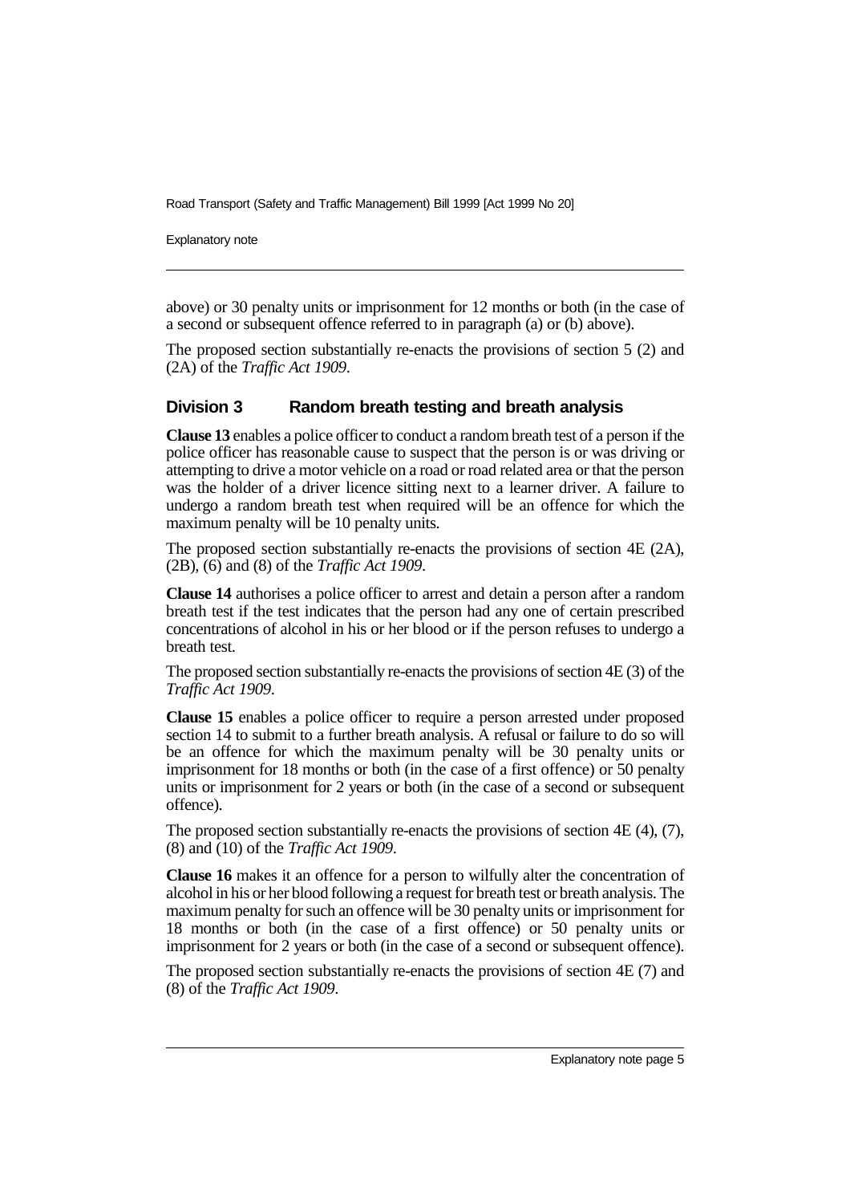above) or 30 penalty units or imprisonment for 12 months or both (in the case of a second or subsequent offence referred to in paragraph (a) or (b) above).

The proposed section substantially re-enacts the provisions of section 5 (2) and (2A) of the *Traffic Act 1909*.

### Division 3 Random breath testing and breath analysis

**Clause 13** enables a police officer to conduct a random breath test of a person if the police officer has reasonable cause to suspect that the person is or was driving or attempting to drive a motor vehicle on a road or road related area or that the person was the holder of a driver licence sitting next to a learner driver. A failure to undergo a random breath test when required will be an offence for which the maximum penalty will be 10 penalty units.

The proposed section substantially re-enacts the provisions of section 4E (2A), (2B), (6) and (8) of the *Traffic Act 1909*.

**Clause 14** authorises a police officer to arrest and detain a person after a random breath test if the test indicates that the person had any one of certain prescribed concentrations of alcohol in his or her blood or if the person refuses to undergo a breath test.

The proposed section substantially re-enacts the provisions of section 4E (3) of the *Traffic Act 1909*.

**Clause 15** enables a police officer to require a person arrested under proposed section 14 to submit to a further breath analysis. A refusal or failure to do so will be an offence for which the maximum penalty will be 30 penalty units or imprisonment for 18 months or both (in the case of a first offence) or 50 penalty units or imprisonment for 2 years or both (in the case of a second or subsequent offence).

The proposed section substantially re-enacts the provisions of section 4E (4), (7), (8) and (10) of the *Traffic Act 1909*.

**Clause 16** makes it an offence for a person to wilfully alter the concentration of alcohol in his or her blood following a request for breath test or breath analysis. The maximum penalty for such an offence will be 30 penalty units or imprisonment for 18 months or both (in the case of a first offence) or 50 penalty units or imprisonment for 2 years or both (in the case of a second or subsequent offence).

The proposed section substantially re-enacts the provisions of section 4E (7) and (8) of the *Traffic Act 1909*.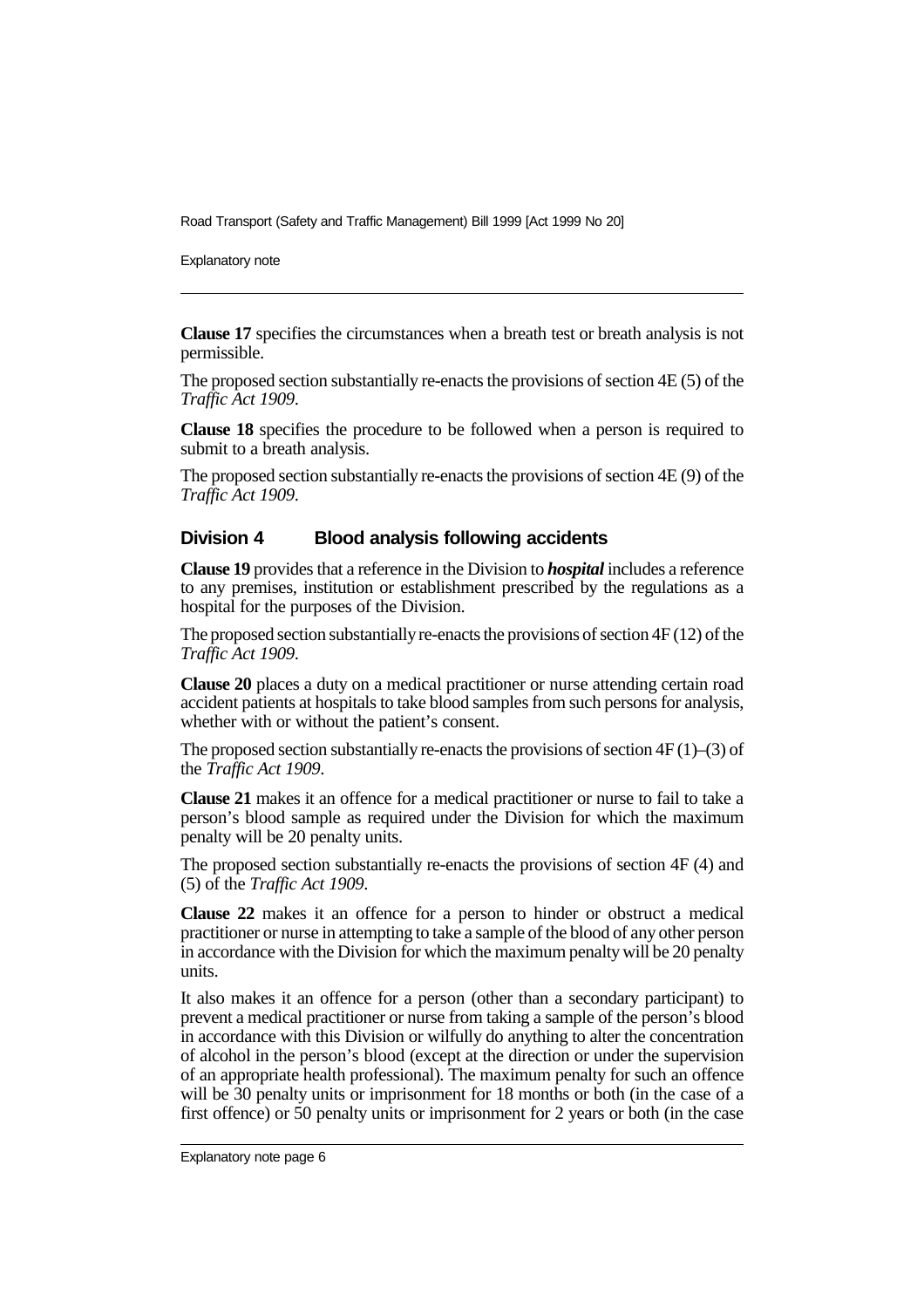**Clause 17** specifies the circumstances when a breath test or breath analysis is not permissible.

The proposed section substantially re-enacts the provisions of section 4E (5) of the *Traffic Act 1909*.

**Clause 18** specifies the procedure to be followed when a person is required to submit to a breath analysis.

The proposed section substantially re-enacts the provisions of section 4E (9) of the *Traffic Act 1909*.

## Division 4 Blood analysis following accidents

**Clause 19** provides that a reference in the Division to ***hospital*** includes a reference to any premises, institution or establishment prescribed by the regulations as a hospital for the purposes of the Division.

The proposed section substantially re-enacts the provisions of section 4F (12) of the *Traffic Act 1909*.

**Clause 20** places a duty on a medical practitioner or nurse attending certain road accident patients at hospitals to take blood samples from such persons for analysis, whether with or without the patient's consent.

The proposed section substantially re-enacts the provisions of section 4F (1)–(3) of the *Traffic Act 1909*.

**Clause 21** makes it an offence for a medical practitioner or nurse to fail to take a person's blood sample as required under the Division for which the maximum penalty will be 20 penalty units.

The proposed section substantially re-enacts the provisions of section 4F (4) and (5) of the *Traffic Act 1909*.

**Clause 22** makes it an offence for a person to hinder or obstruct a medical practitioner or nurse in attempting to take a sample of the blood of any other person in accordance with the Division for which the maximum penalty will be 20 penalty units.

It also makes it an offence for a person (other than a secondary participant) to prevent a medical practitioner or nurse from taking a sample of the person's blood in accordance with this Division or wilfully do anything to alter the concentration of alcohol in the person's blood (except at the direction or under the supervision of an appropriate health professional). The maximum penalty for such an offence will be 30 penalty units or imprisonment for 18 months or both (in the case of a first offence) or 50 penalty units or imprisonment for 2 years or both (in the case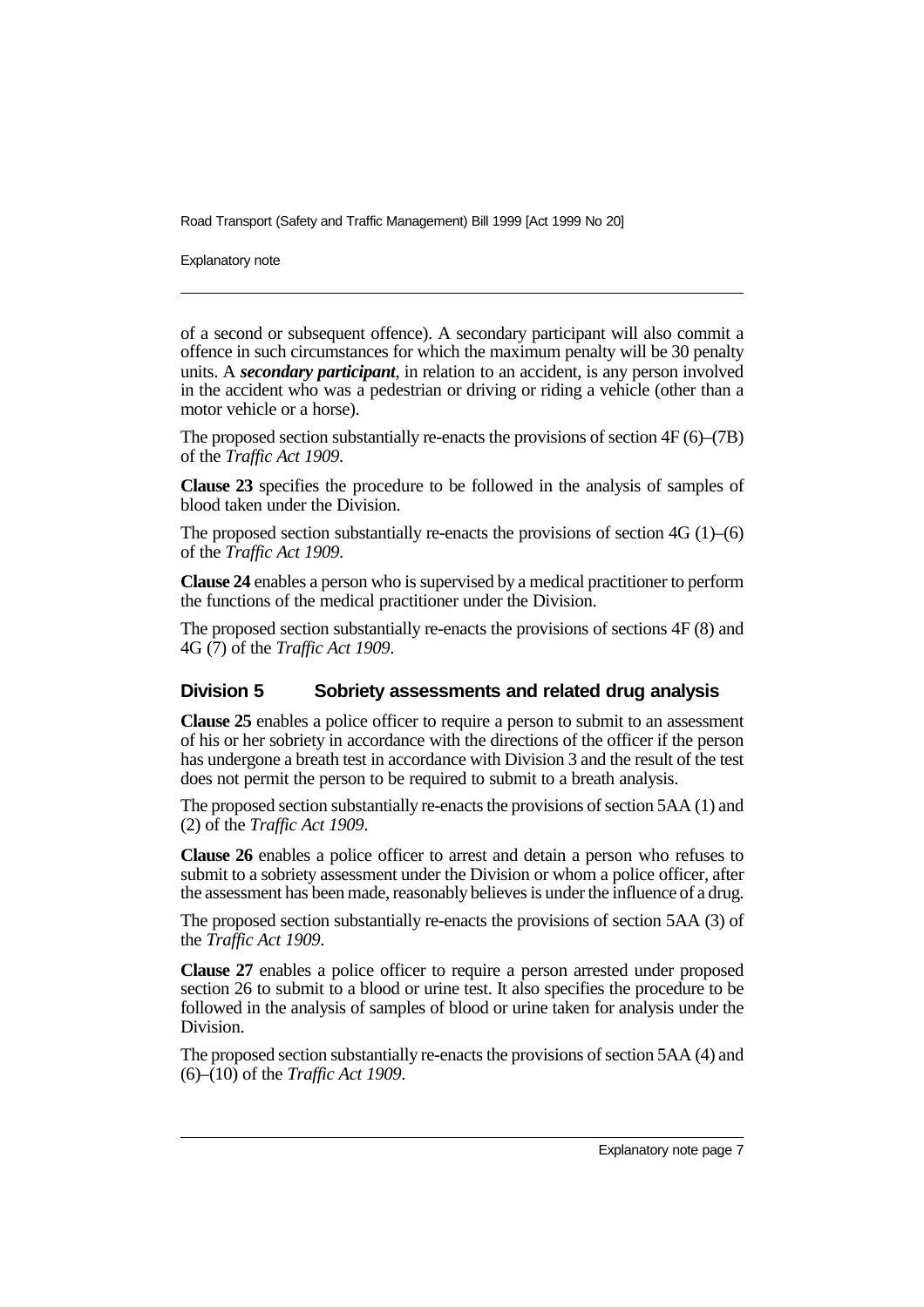of a second or subsequent offence). A secondary participant will also commit a offence in such circumstances for which the maximum penalty will be 30 penalty units. A ***secondary participant***, in relation to an accident, is any person involved in the accident who was a pedestrian or driving or riding a vehicle (other than a motor vehicle or a horse).

The proposed section substantially re-enacts the provisions of section 4F (6)–(7B) of the *Traffic Act 1909*.

**Clause 23** specifies the procedure to be followed in the analysis of samples of blood taken under the Division.

The proposed section substantially re-enacts the provisions of section 4G (1)–(6) of the *Traffic Act 1909*.

**Clause 24** enables a person who is supervised by a medical practitioner to perform the functions of the medical practitioner under the Division.

The proposed section substantially re-enacts the provisions of sections 4F (8) and 4G (7) of the *Traffic Act 1909*.

### Division 5 Sobriety assessments and related drug analysis

**Clause 25** enables a police officer to require a person to submit to an assessment of his or her sobriety in accordance with the directions of the officer if the person has undergone a breath test in accordance with Division 3 and the result of the test does not permit the person to be required to submit to a breath analysis.

The proposed section substantially re-enacts the provisions of section 5AA (1) and (2) of the *Traffic Act 1909*.

**Clause 26** enables a police officer to arrest and detain a person who refuses to submit to a sobriety assessment under the Division or whom a police officer, after the assessment has been made, reasonably believes is under the influence of a drug.

The proposed section substantially re-enacts the provisions of section 5AA (3) of the *Traffic Act 1909*.

**Clause 27** enables a police officer to require a person arrested under proposed section 26 to submit to a blood or urine test. It also specifies the procedure to be followed in the analysis of samples of blood or urine taken for analysis under the Division.

The proposed section substantially re-enacts the provisions of section 5AA (4) and (6)–(10) of the *Traffic Act 1909*.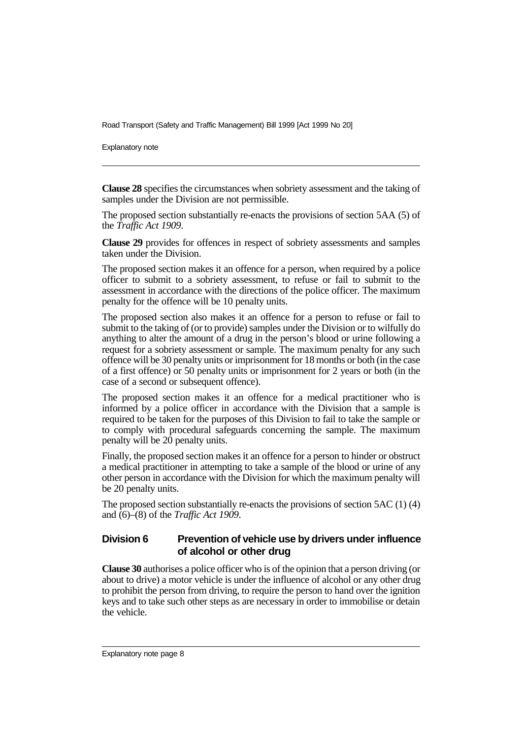**Clause 28** specifies the circumstances when sobriety assessment and the taking of samples under the Division are not permissible.

The proposed section substantially re-enacts the provisions of section 5AA (5) of the *Traffic Act 1909*.

**Clause 29** provides for offences in respect of sobriety assessments and samples taken under the Division.

The proposed section makes it an offence for a person, when required by a police officer to submit to a sobriety assessment, to refuse or fail to submit to the assessment in accordance with the directions of the police officer. The maximum penalty for the offence will be 10 penalty units.

The proposed section also makes it an offence for a person to refuse or fail to submit to the taking of (or to provide) samples under the Division or to wilfully do anything to alter the amount of a drug in the person's blood or urine following a request for a sobriety assessment or sample. The maximum penalty for any such offence will be 30 penalty units or imprisonment for 18 months or both (in the case of a first offence) or 50 penalty units or imprisonment for 2 years or both (in the case of a second or subsequent offence).

The proposed section makes it an offence for a medical practitioner who is informed by a police officer in accordance with the Division that a sample is required to be taken for the purposes of this Division to fail to take the sample or to comply with procedural safeguards concerning the sample. The maximum penalty will be 20 penalty units.

Finally, the proposed section makes it an offence for a person to hinder or obstruct a medical practitioner in attempting to take a sample of the blood or urine of any other person in accordance with the Division for which the maximum penalty will be 20 penalty units.

The proposed section substantially re-enacts the provisions of section 5AC (1) (4) and (6)–(8) of the *Traffic Act 1909*.

## Division 6 Prevention of vehicle use by drivers under influence of alcohol or other drug

**Clause 30** authorises a police officer who is of the opinion that a person driving (or about to drive) a motor vehicle is under the influence of alcohol or any other drug to prohibit the person from driving, to require the person to hand over the ignition keys and to take such other steps as are necessary in order to immobilise or detain the vehicle.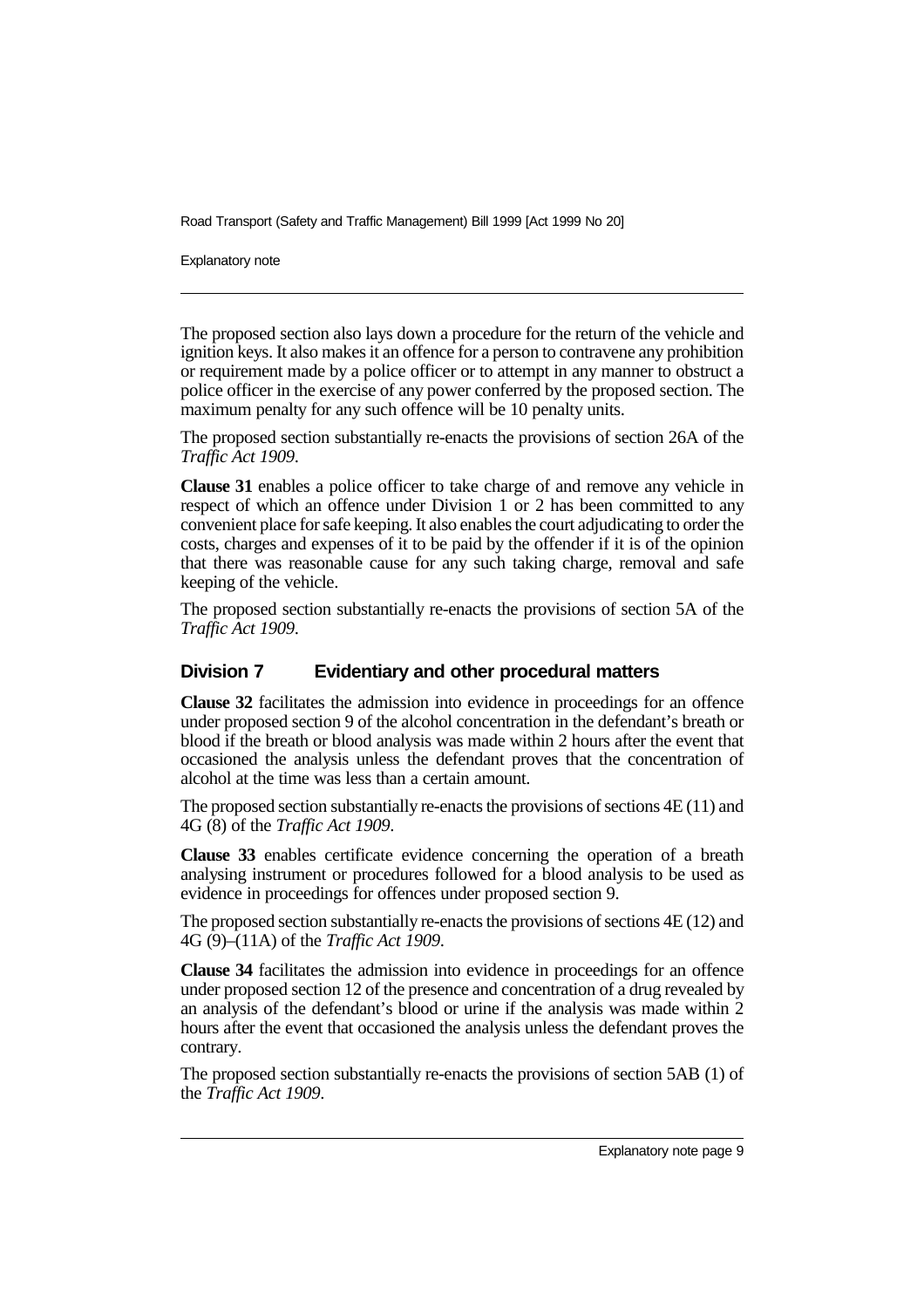The proposed section also lays down a procedure for the return of the vehicle and ignition keys. It also makes it an offence for a person to contravene any prohibition or requirement made by a police officer or to attempt in any manner to obstruct a police officer in the exercise of any power conferred by the proposed section. The maximum penalty for any such offence will be 10 penalty units.

The proposed section substantially re-enacts the provisions of section 26A of the *Traffic Act 1909*.

**Clause 31** enables a police officer to take charge of and remove any vehicle in respect of which an offence under Division 1 or 2 has been committed to any convenient place for safe keeping. It also enables the court adjudicating to order the costs, charges and expenses of it to be paid by the offender if it is of the opinion that there was reasonable cause for any such taking charge, removal and safe keeping of the vehicle.

The proposed section substantially re-enacts the provisions of section 5A of the *Traffic Act 1909*.

### Division 7 Evidentiary and other procedural matters

**Clause 32** facilitates the admission into evidence in proceedings for an offence under proposed section 9 of the alcohol concentration in the defendant's breath or blood if the breath or blood analysis was made within 2 hours after the event that occasioned the analysis unless the defendant proves that the concentration of alcohol at the time was less than a certain amount.

The proposed section substantially re-enacts the provisions of sections 4E (11) and 4G (8) of the *Traffic Act 1909*.

**Clause 33** enables certificate evidence concerning the operation of a breath analysing instrument or procedures followed for a blood analysis to be used as evidence in proceedings for offences under proposed section 9.

The proposed section substantially re-enacts the provisions of sections 4E (12) and 4G (9)–(11A) of the *Traffic Act 1909*.

**Clause 34** facilitates the admission into evidence in proceedings for an offence under proposed section 12 of the presence and concentration of a drug revealed by an analysis of the defendant's blood or urine if the analysis was made within 2 hours after the event that occasioned the analysis unless the defendant proves the contrary.

The proposed section substantially re-enacts the provisions of section 5AB (1) of the *Traffic Act 1909*.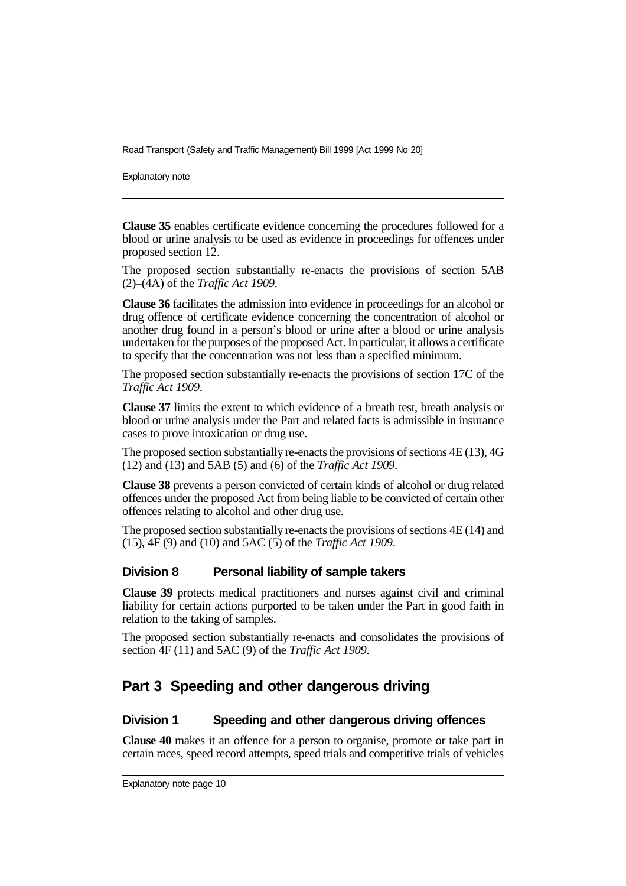**Clause 35** enables certificate evidence concerning the procedures followed for a blood or urine analysis to be used as evidence in proceedings for offences under proposed section 12.

The proposed section substantially re-enacts the provisions of section 5AB (2)–(4A) of the *Traffic Act 1909*.

**Clause 36** facilitates the admission into evidence in proceedings for an alcohol or drug offence of certificate evidence concerning the concentration of alcohol or another drug found in a person's blood or urine after a blood or urine analysis undertaken for the purposes of the proposed Act. In particular, it allows a certificate to specify that the concentration was not less than a specified minimum.

The proposed section substantially re-enacts the provisions of section 17C of the *Traffic Act 1909*.

**Clause 37** limits the extent to which evidence of a breath test, breath analysis or blood or urine analysis under the Part and related facts is admissible in insurance cases to prove intoxication or drug use.

The proposed section substantially re-enacts the provisions of sections 4E (13), 4G (12) and (13) and 5AB (5) and (6) of the *Traffic Act 1909*.

**Clause 38** prevents a person convicted of certain kinds of alcohol or drug related offences under the proposed Act from being liable to be convicted of certain other offences relating to alcohol and other drug use.

The proposed section substantially re-enacts the provisions of sections 4E (14) and (15), 4F (9) and (10) and 5AC (5) of the *Traffic Act 1909*.

### Division 8 Personal liability of sample takers

**Clause 39** protects medical practitioners and nurses against civil and criminal liability for certain actions purported to be taken under the Part in good faith in relation to the taking of samples.

The proposed section substantially re-enacts and consolidates the provisions of section 4F (11) and 5AC (9) of the *Traffic Act 1909*.

## Part 3 Speeding and other dangerous driving

### Division 1 Speeding and other dangerous driving offences

**Clause 40** makes it an offence for a person to organise, promote or take part in certain races, speed record attempts, speed trials and competitive trials of vehicles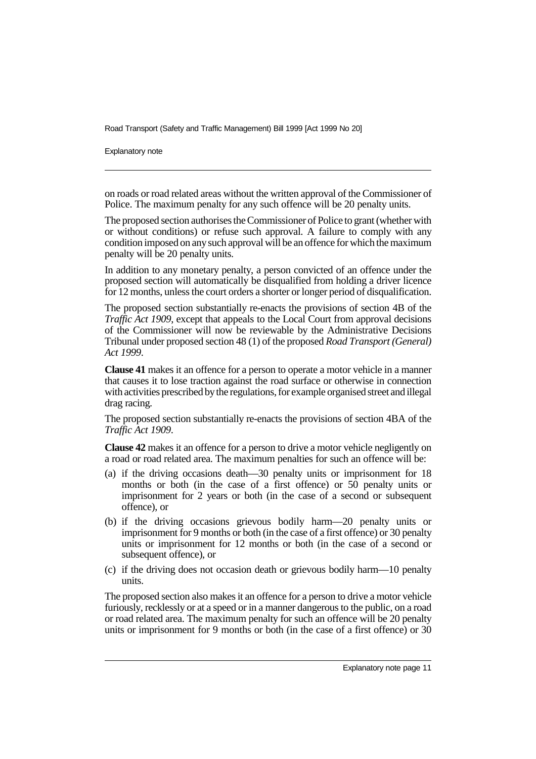on roads or road related areas without the written approval of the Commissioner of Police. The maximum penalty for any such offence will be 20 penalty units.

The proposed section authorises the Commissioner of Police to grant (whether with or without conditions) or refuse such approval. A failure to comply with any condition imposed on any such approval will be an offence for which the maximum penalty will be 20 penalty units.

In addition to any monetary penalty, a person convicted of an offence under the proposed section will automatically be disqualified from holding a driver licence for 12 months, unless the court orders a shorter or longer period of disqualification.

The proposed section substantially re-enacts the provisions of section 4B of the *Traffic Act 1909*, except that appeals to the Local Court from approval decisions of the Commissioner will now be reviewable by the Administrative Decisions Tribunal under proposed section 48 (1) of the proposed *Road Transport (General) Act 1999*.

**Clause 41** makes it an offence for a person to operate a motor vehicle in a manner that causes it to lose traction against the road surface or otherwise in connection with activities prescribed by the regulations, for example organised street and illegal drag racing.

The proposed section substantially re-enacts the provisions of section 4BA of the *Traffic Act 1909*.

**Clause 42** makes it an offence for a person to drive a motor vehicle negligently on a road or road related area. The maximum penalties for such an offence will be:

(a) if the driving occasions death—30 penalty units or imprisonment for 18 months or both (in the case of a first offence) or 50 penalty units or imprisonment for 2 years or both (in the case of a second or subsequent offence), or

(b) if the driving occasions grievous bodily harm—20 penalty units or imprisonment for 9 months or both (in the case of a first offence) or 30 penalty units or imprisonment for 12 months or both (in the case of a second or subsequent offence), or

(c) if the driving does not occasion death or grievous bodily harm—10 penalty units.

The proposed section also makes it an offence for a person to drive a motor vehicle furiously, recklessly or at a speed or in a manner dangerous to the public, on a road or road related area. The maximum penalty for such an offence will be 20 penalty units or imprisonment for 9 months or both (in the case of a first offence) or 30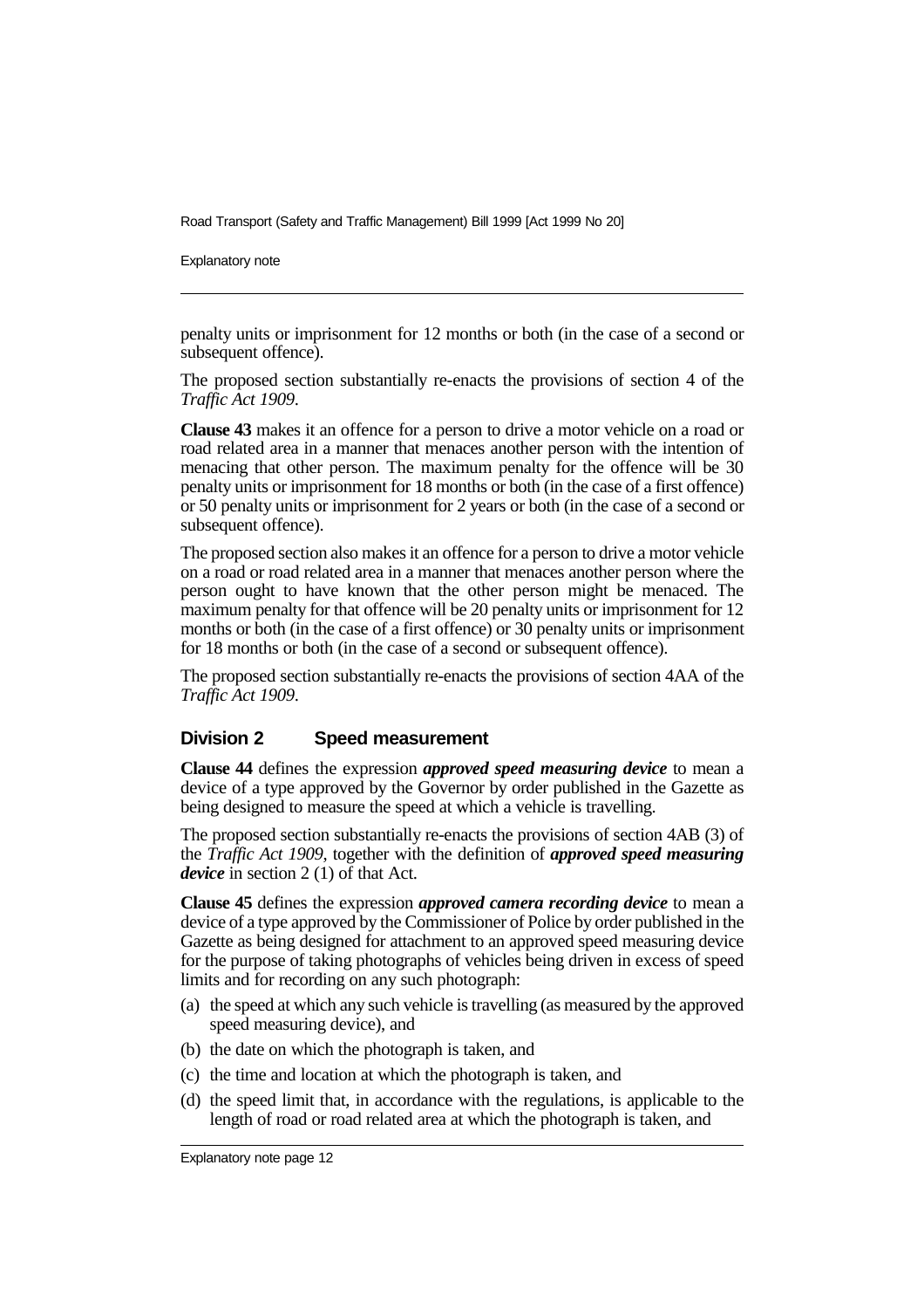penalty units or imprisonment for 12 months or both (in the case of a second or subsequent offence).

The proposed section substantially re-enacts the provisions of section 4 of the *Traffic Act 1909*.

**Clause 43** makes it an offence for a person to drive a motor vehicle on a road or road related area in a manner that menaces another person with the intention of menacing that other person. The maximum penalty for the offence will be 30 penalty units or imprisonment for 18 months or both (in the case of a first offence) or 50 penalty units or imprisonment for 2 years or both (in the case of a second or subsequent offence).

The proposed section also makes it an offence for a person to drive a motor vehicle on a road or road related area in a manner that menaces another person where the person ought to have known that the other person might be menaced. The maximum penalty for that offence will be 20 penalty units or imprisonment for 12 months or both (in the case of a first offence) or 30 penalty units or imprisonment for 18 months or both (in the case of a second or subsequent offence).

The proposed section substantially re-enacts the provisions of section 4AA of the *Traffic Act 1909*.

### Division 2 Speed measurement

**Clause 44** defines the expression ***approved speed measuring device*** to mean a device of a type approved by the Governor by order published in the Gazette as being designed to measure the speed at which a vehicle is travelling.

The proposed section substantially re-enacts the provisions of section 4AB (3) of the *Traffic Act 1909*, together with the definition of ***approved speed measuring device*** in section 2 (1) of that Act.

**Clause 45** defines the expression ***approved camera recording device*** to mean a device of a type approved by the Commissioner of Police by order published in the Gazette as being designed for attachment to an approved speed measuring device for the purpose of taking photographs of vehicles being driven in excess of speed limits and for recording on any such photograph:

(a) the speed at which any such vehicle is travelling (as measured by the approved speed measuring device), and

(b) the date on which the photograph is taken, and

(c) the time and location at which the photograph is taken, and

(d) the speed limit that, in accordance with the regulations, is applicable to the length of road or road related area at which the photograph is taken, and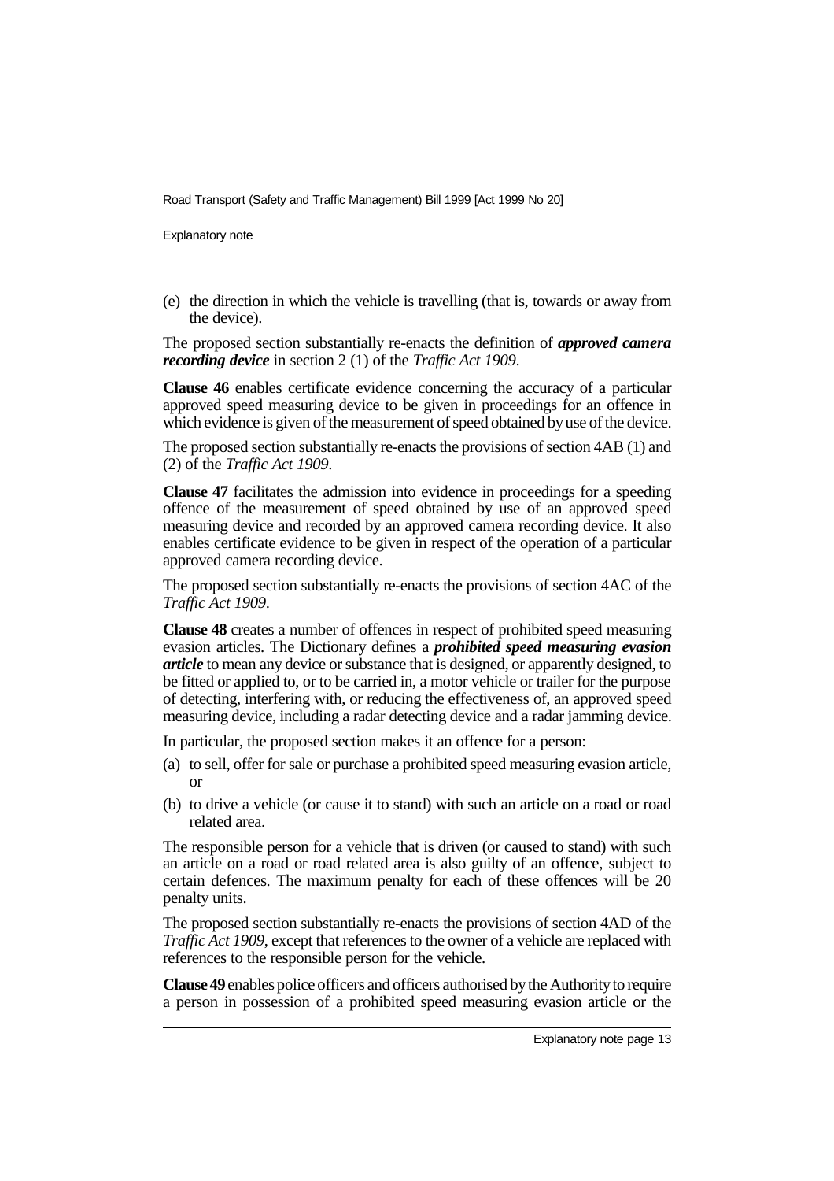(e) the direction in which the vehicle is travelling (that is, towards or away from the device).

The proposed section substantially re-enacts the definition of ***approved camera recording device*** in section 2 (1) of the *Traffic Act 1909*.

**Clause 46** enables certificate evidence concerning the accuracy of a particular approved speed measuring device to be given in proceedings for an offence in which evidence is given of the measurement of speed obtained by use of the device.

The proposed section substantially re-enacts the provisions of section 4AB (1) and (2) of the *Traffic Act 1909*.

**Clause 47** facilitates the admission into evidence in proceedings for a speeding offence of the measurement of speed obtained by use of an approved speed measuring device and recorded by an approved camera recording device. It also enables certificate evidence to be given in respect of the operation of a particular approved camera recording device.

The proposed section substantially re-enacts the provisions of section 4AC of the *Traffic Act 1909*.

**Clause 48** creates a number of offences in respect of prohibited speed measuring evasion articles. The Dictionary defines a ***prohibited speed measuring evasion article*** to mean any device or substance that is designed, or apparently designed, to be fitted or applied to, or to be carried in, a motor vehicle or trailer for the purpose of detecting, interfering with, or reducing the effectiveness of, an approved speed measuring device, including a radar detecting device and a radar jamming device.

In particular, the proposed section makes it an offence for a person:

(a) to sell, offer for sale or purchase a prohibited speed measuring evasion article, or

(b) to drive a vehicle (or cause it to stand) with such an article on a road or road related area.

The responsible person for a vehicle that is driven (or caused to stand) with such an article on a road or road related area is also guilty of an offence, subject to certain defences. The maximum penalty for each of these offences will be 20 penalty units.

The proposed section substantially re-enacts the provisions of section 4AD of the *Traffic Act 1909*, except that references to the owner of a vehicle are replaced with references to the responsible person for the vehicle.

**Clause 49** enables police officers and officers authorised by the Authority to require a person in possession of a prohibited speed measuring evasion article or the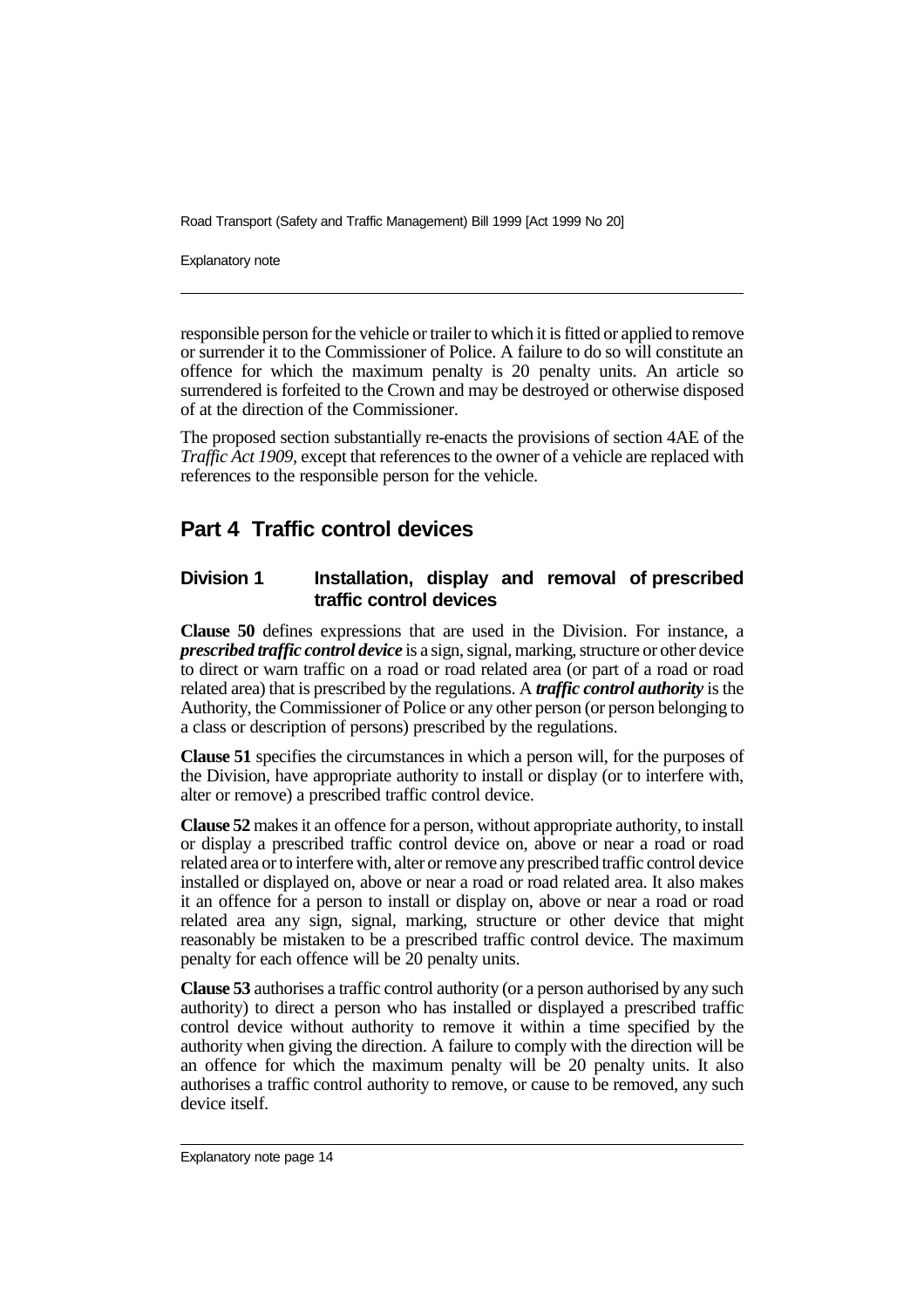responsible person for the vehicle or trailer to which it is fitted or applied to remove or surrender it to the Commissioner of Police. A failure to do so will constitute an offence for which the maximum penalty is 20 penalty units. An article so surrendered is forfeited to the Crown and may be destroyed or otherwise disposed of at the direction of the Commissioner.

The proposed section substantially re-enacts the provisions of section 4AE of the *Traffic Act 1909*, except that references to the owner of a vehicle are replaced with references to the responsible person for the vehicle.

## Part 4 Traffic control devices

### Division 1 Installation, display and removal of prescribed traffic control devices

**Clause 50** defines expressions that are used in the Division. For instance, a ***prescribed traffic control device*** is a sign, signal, marking, structure or other device to direct or warn traffic on a road or road related area (or part of a road or road related area) that is prescribed by the regulations. A ***traffic control authority*** is the Authority, the Commissioner of Police or any other person (or person belonging to a class or description of persons) prescribed by the regulations.

**Clause 51** specifies the circumstances in which a person will, for the purposes of the Division, have appropriate authority to install or display (or to interfere with, alter or remove) a prescribed traffic control device.

**Clause 52** makes it an offence for a person, without appropriate authority, to install or display a prescribed traffic control device on, above or near a road or road related area or to interfere with, alter or remove any prescribed traffic control device installed or displayed on, above or near a road or road related area. It also makes it an offence for a person to install or display on, above or near a road or road related area any sign, signal, marking, structure or other device that might reasonably be mistaken to be a prescribed traffic control device. The maximum penalty for each offence will be 20 penalty units.

**Clause 53** authorises a traffic control authority (or a person authorised by any such authority) to direct a person who has installed or displayed a prescribed traffic control device without authority to remove it within a time specified by the authority when giving the direction. A failure to comply with the direction will be an offence for which the maximum penalty will be 20 penalty units. It also authorises a traffic control authority to remove, or cause to be removed, any such device itself.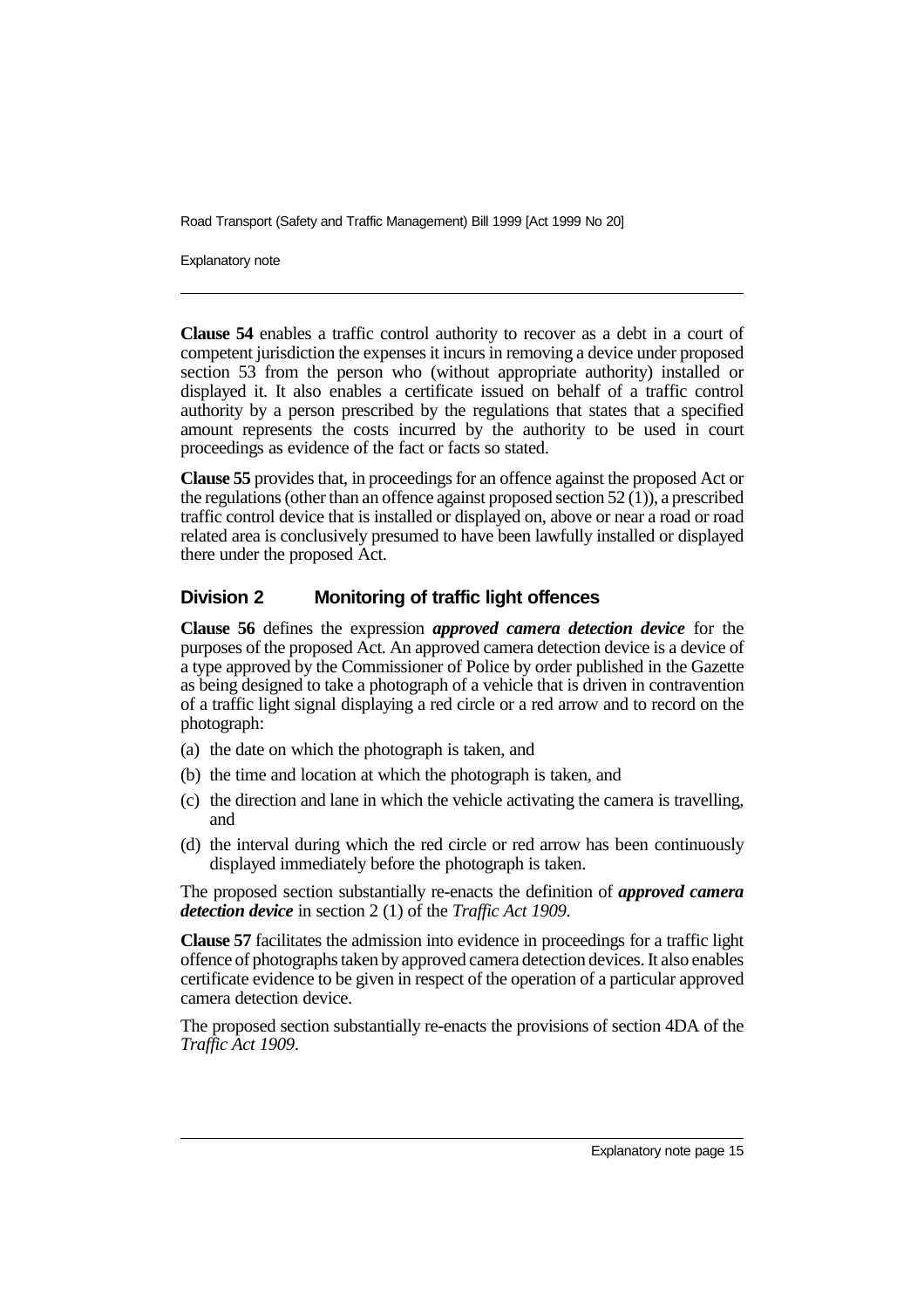**Clause 54** enables a traffic control authority to recover as a debt in a court of competent jurisdiction the expenses it incurs in removing a device under proposed section 53 from the person who (without appropriate authority) installed or displayed it. It also enables a certificate issued on behalf of a traffic control authority by a person prescribed by the regulations that states that a specified amount represents the costs incurred by the authority to be used in court proceedings as evidence of the fact or facts so stated.

**Clause 55** provides that, in proceedings for an offence against the proposed Act or the regulations (other than an offence against proposed section 52 (1)), a prescribed traffic control device that is installed or displayed on, above or near a road or road related area is conclusively presumed to have been lawfully installed or displayed there under the proposed Act.

### Division 2 Monitoring of traffic light offences

**Clause 56** defines the expression ***approved camera detection device*** for the purposes of the proposed Act. An approved camera detection device is a device of a type approved by the Commissioner of Police by order published in the Gazette as being designed to take a photograph of a vehicle that is driven in contravention of a traffic light signal displaying a red circle or a red arrow and to record on the photograph:

(a) the date on which the photograph is taken, and

(b) the time and location at which the photograph is taken, and

(c) the direction and lane in which the vehicle activating the camera is travelling, and

(d) the interval during which the red circle or red arrow has been continuously displayed immediately before the photograph is taken.

The proposed section substantially re-enacts the definition of ***approved camera detection device*** in section 2 (1) of the *Traffic Act 1909*.

**Clause 57** facilitates the admission into evidence in proceedings for a traffic light offence of photographs taken by approved camera detection devices. It also enables certificate evidence to be given in respect of the operation of a particular approved camera detection device.

The proposed section substantially re-enacts the provisions of section 4DA of the *Traffic Act 1909*.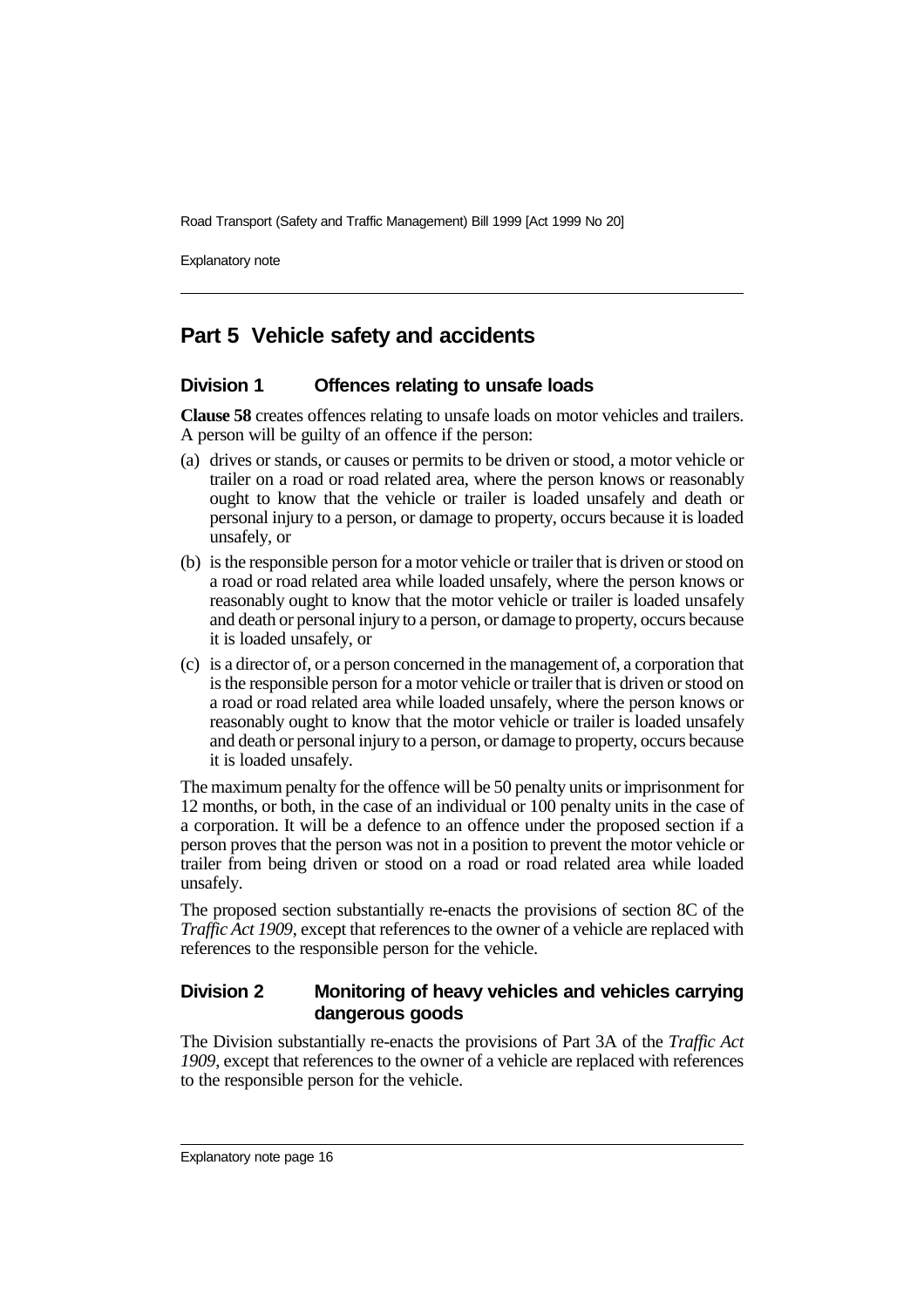## Part 5 Vehicle safety and accidents

### Division 1 Offences relating to unsafe loads

**Clause 58** creates offences relating to unsafe loads on motor vehicles and trailers. A person will be guilty of an offence if the person:

(a) drives or stands, or causes or permits to be driven or stood, a motor vehicle or trailer on a road or road related area, where the person knows or reasonably ought to know that the vehicle or trailer is loaded unsafely and death or personal injury to a person, or damage to property, occurs because it is loaded unsafely, or

(b) is the responsible person for a motor vehicle or trailer that is driven or stood on a road or road related area while loaded unsafely, where the person knows or reasonably ought to know that the motor vehicle or trailer is loaded unsafely and death or personal injury to a person, or damage to property, occurs because it is loaded unsafely, or

(c) is a director of, or a person concerned in the management of, a corporation that is the responsible person for a motor vehicle or trailer that is driven or stood on a road or road related area while loaded unsafely, where the person knows or reasonably ought to know that the motor vehicle or trailer is loaded unsafely and death or personal injury to a person, or damage to property, occurs because it is loaded unsafely.

The maximum penalty for the offence will be 50 penalty units or imprisonment for 12 months, or both, in the case of an individual or 100 penalty units in the case of a corporation. It will be a defence to an offence under the proposed section if a person proves that the person was not in a position to prevent the motor vehicle or trailer from being driven or stood on a road or road related area while loaded unsafely.

The proposed section substantially re-enacts the provisions of section 8C of the *Traffic Act 1909*, except that references to the owner of a vehicle are replaced with references to the responsible person for the vehicle.

### Division 2 Monitoring of heavy vehicles and vehicles carrying dangerous goods

The Division substantially re-enacts the provisions of Part 3A of the *Traffic Act 1909*, except that references to the owner of a vehicle are replaced with references to the responsible person for the vehicle.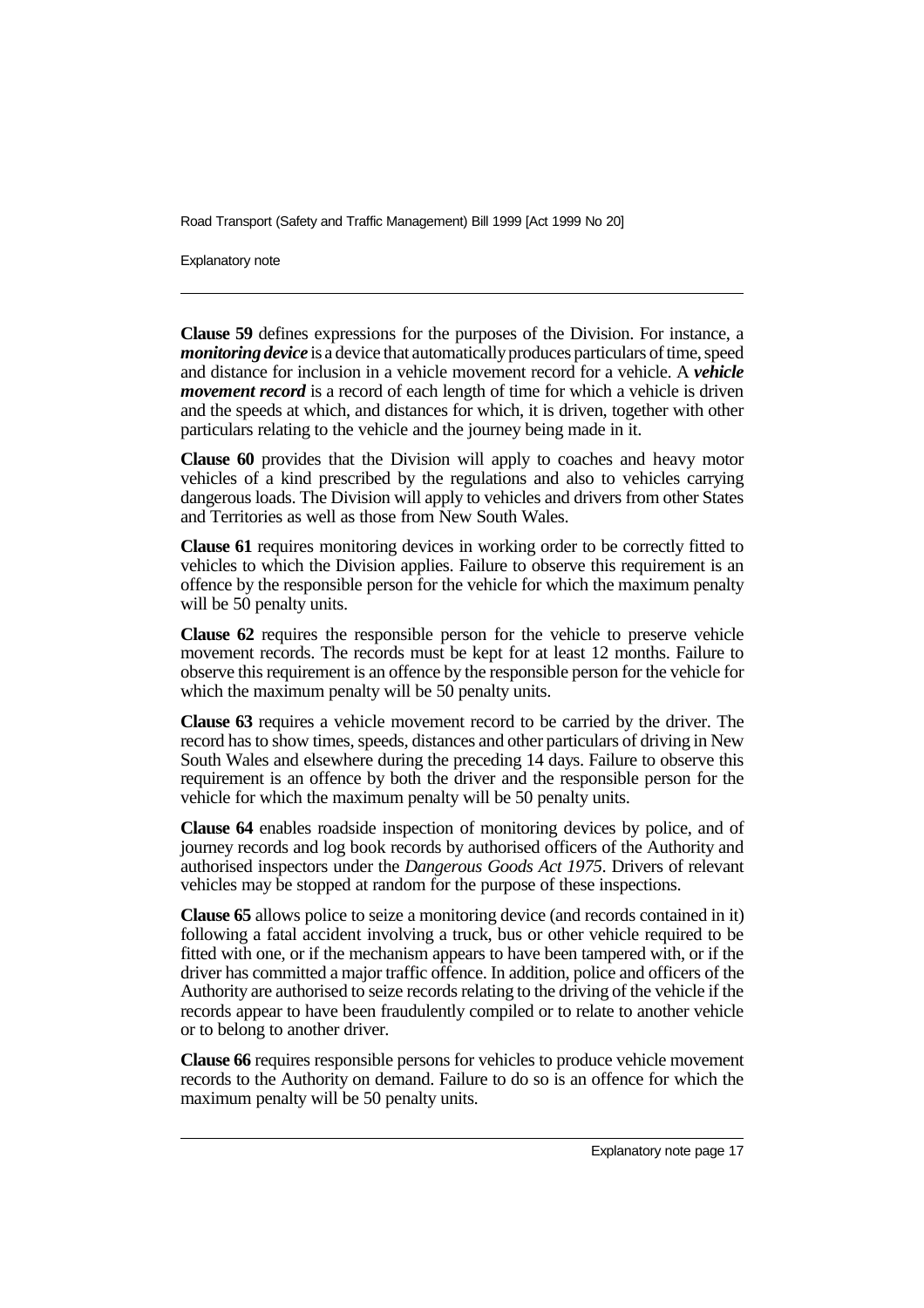**Clause 59** defines expressions for the purposes of the Division. For instance, a ***monitoring device*** is a device that automatically produces particulars of time, speed and distance for inclusion in a vehicle movement record for a vehicle. A ***vehicle movement record*** is a record of each length of time for which a vehicle is driven and the speeds at which, and distances for which, it is driven, together with other particulars relating to the vehicle and the journey being made in it.

**Clause 60** provides that the Division will apply to coaches and heavy motor vehicles of a kind prescribed by the regulations and also to vehicles carrying dangerous loads. The Division will apply to vehicles and drivers from other States and Territories as well as those from New South Wales.

**Clause 61** requires monitoring devices in working order to be correctly fitted to vehicles to which the Division applies. Failure to observe this requirement is an offence by the responsible person for the vehicle for which the maximum penalty will be 50 penalty units.

**Clause 62** requires the responsible person for the vehicle to preserve vehicle movement records. The records must be kept for at least 12 months. Failure to observe this requirement is an offence by the responsible person for the vehicle for which the maximum penalty will be 50 penalty units.

**Clause 63** requires a vehicle movement record to be carried by the driver. The record has to show times, speeds, distances and other particulars of driving in New South Wales and elsewhere during the preceding 14 days. Failure to observe this requirement is an offence by both the driver and the responsible person for the vehicle for which the maximum penalty will be 50 penalty units.

**Clause 64** enables roadside inspection of monitoring devices by police, and of journey records and log book records by authorised officers of the Authority and authorised inspectors under the *Dangerous Goods Act 1975*. Drivers of relevant vehicles may be stopped at random for the purpose of these inspections.

**Clause 65** allows police to seize a monitoring device (and records contained in it) following a fatal accident involving a truck, bus or other vehicle required to be fitted with one, or if the mechanism appears to have been tampered with, or if the driver has committed a major traffic offence. In addition, police and officers of the Authority are authorised to seize records relating to the driving of the vehicle if the records appear to have been fraudulently compiled or to relate to another vehicle or to belong to another driver.

**Clause 66** requires responsible persons for vehicles to produce vehicle movement records to the Authority on demand. Failure to do so is an offence for which the maximum penalty will be 50 penalty units.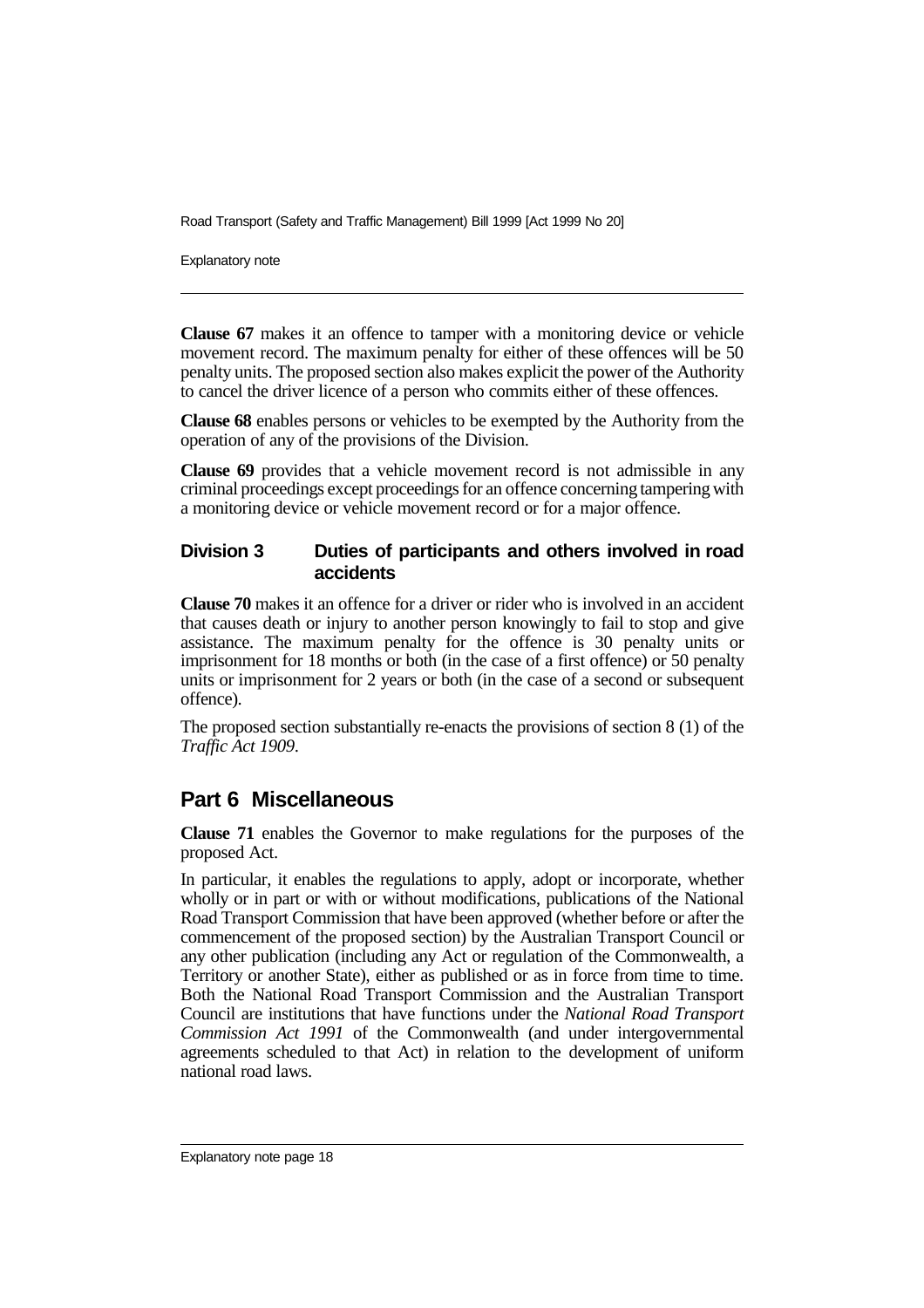**Clause 67** makes it an offence to tamper with a monitoring device or vehicle movement record. The maximum penalty for either of these offences will be 50 penalty units. The proposed section also makes explicit the power of the Authority to cancel the driver licence of a person who commits either of these offences.

**Clause 68** enables persons or vehicles to be exempted by the Authority from the operation of any of the provisions of the Division.

**Clause 69** provides that a vehicle movement record is not admissible in any criminal proceedings except proceedings for an offence concerning tampering with a monitoring device or vehicle movement record or for a major offence.

### Division 3 Duties of participants and others involved in road accidents

**Clause 70** makes it an offence for a driver or rider who is involved in an accident that causes death or injury to another person knowingly to fail to stop and give assistance. The maximum penalty for the offence is 30 penalty units or imprisonment for 18 months or both (in the case of a first offence) or 50 penalty units or imprisonment for 2 years or both (in the case of a second or subsequent offence).

The proposed section substantially re-enacts the provisions of section 8 (1) of the *Traffic Act 1909*.

## Part 6 Miscellaneous

**Clause 71** enables the Governor to make regulations for the purposes of the proposed Act.

In particular, it enables the regulations to apply, adopt or incorporate, whether wholly or in part or with or without modifications, publications of the National Road Transport Commission that have been approved (whether before or after the commencement of the proposed section) by the Australian Transport Council or any other publication (including any Act or regulation of the Commonwealth, a Territory or another State), either as published or as in force from time to time. Both the National Road Transport Commission and the Australian Transport Council are institutions that have functions under the *National Road Transport Commission Act 1991* of the Commonwealth (and under intergovernmental agreements scheduled to that Act) in relation to the development of uniform national road laws.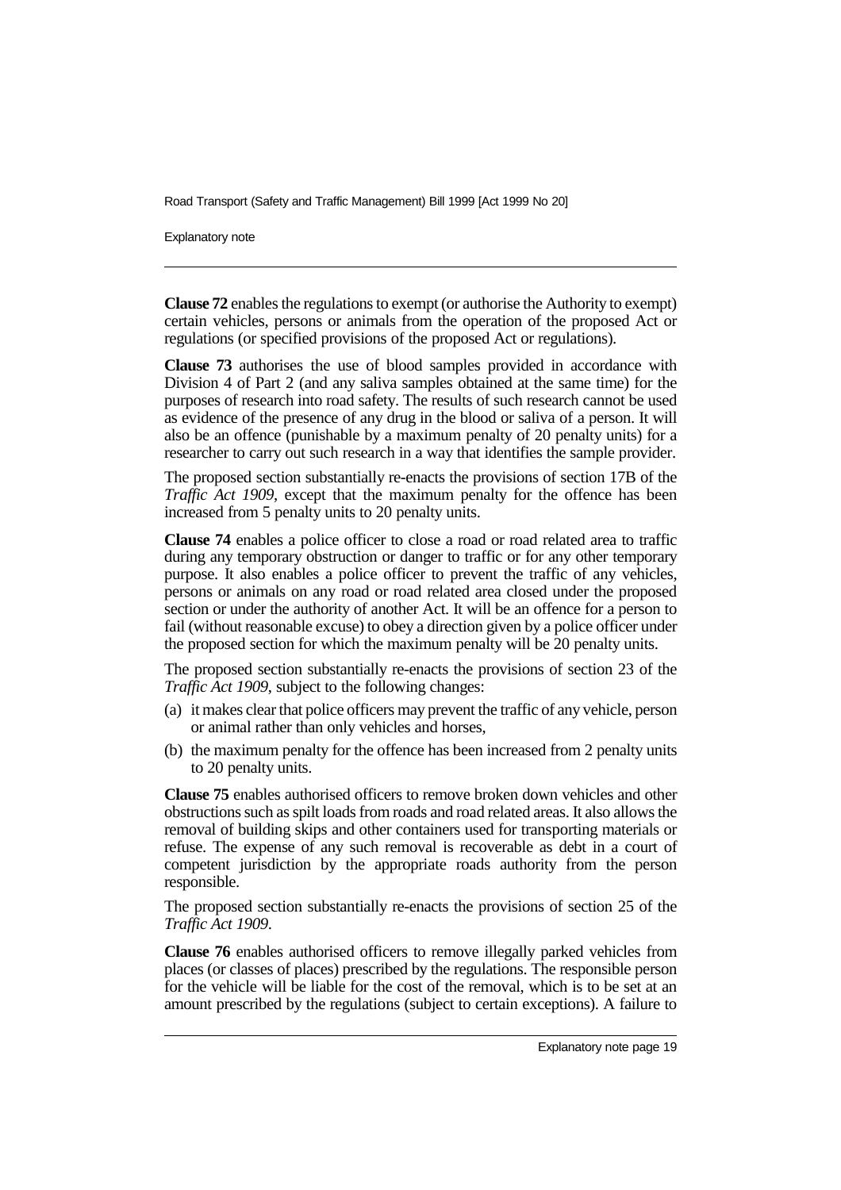**Clause 72** enables the regulations to exempt (or authorise the Authority to exempt) certain vehicles, persons or animals from the operation of the proposed Act or regulations (or specified provisions of the proposed Act or regulations).

**Clause 73** authorises the use of blood samples provided in accordance with Division 4 of Part 2 (and any saliva samples obtained at the same time) for the purposes of research into road safety. The results of such research cannot be used as evidence of the presence of any drug in the blood or saliva of a person. It will also be an offence (punishable by a maximum penalty of 20 penalty units) for a researcher to carry out such research in a way that identifies the sample provider.

The proposed section substantially re-enacts the provisions of section 17B of the *Traffic Act 1909*, except that the maximum penalty for the offence has been increased from 5 penalty units to 20 penalty units.

**Clause 74** enables a police officer to close a road or road related area to traffic during any temporary obstruction or danger to traffic or for any other temporary purpose. It also enables a police officer to prevent the traffic of any vehicles, persons or animals on any road or road related area closed under the proposed section or under the authority of another Act. It will be an offence for a person to fail (without reasonable excuse) to obey a direction given by a police officer under the proposed section for which the maximum penalty will be 20 penalty units.

The proposed section substantially re-enacts the provisions of section 23 of the *Traffic Act 1909*, subject to the following changes:

(a) it makes clear that police officers may prevent the traffic of any vehicle, person or animal rather than only vehicles and horses,

(b) the maximum penalty for the offence has been increased from 2 penalty units to 20 penalty units.

**Clause 75** enables authorised officers to remove broken down vehicles and other obstructions such as spilt loads from roads and road related areas. It also allows the removal of building skips and other containers used for transporting materials or refuse. The expense of any such removal is recoverable as debt in a court of competent jurisdiction by the appropriate roads authority from the person responsible.

The proposed section substantially re-enacts the provisions of section 25 of the *Traffic Act 1909*.

**Clause 76** enables authorised officers to remove illegally parked vehicles from places (or classes of places) prescribed by the regulations. The responsible person for the vehicle will be liable for the cost of the removal, which is to be set at an amount prescribed by the regulations (subject to certain exceptions). A failure to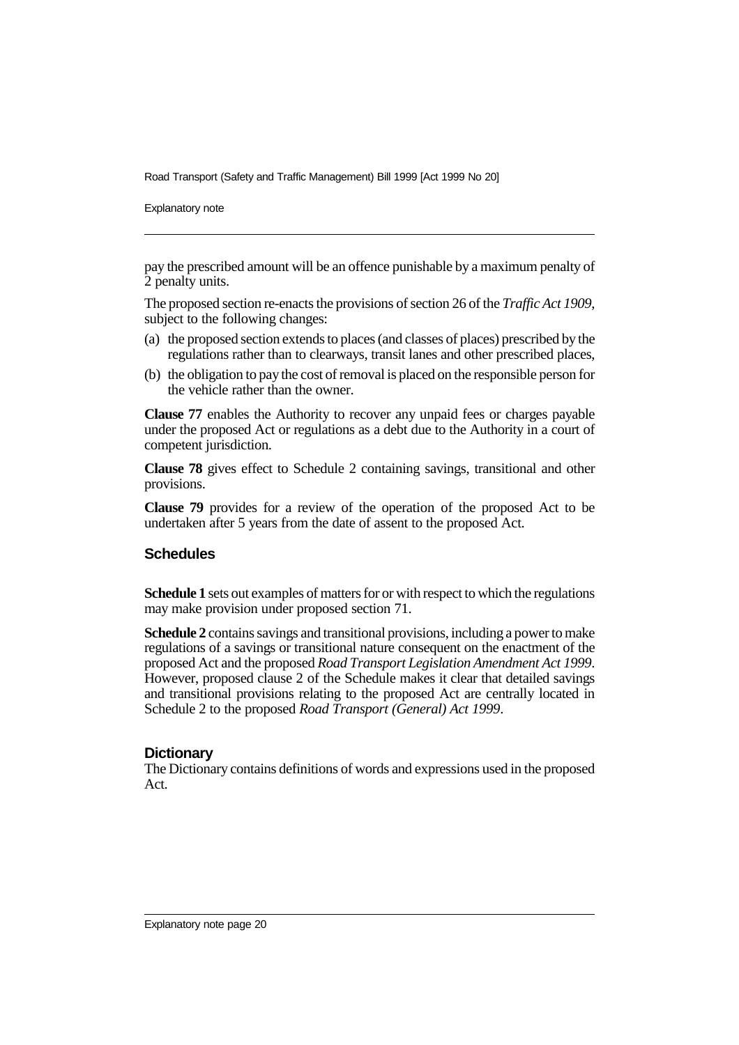pay the prescribed amount will be an offence punishable by a maximum penalty of 2 penalty units.

The proposed section re-enacts the provisions of section 26 of the *Traffic Act 1909*, subject to the following changes:

(a) the proposed section extends to places (and classes of places) prescribed by the regulations rather than to clearways, transit lanes and other prescribed places,

(b) the obligation to pay the cost of removal is placed on the responsible person for the vehicle rather than the owner.

**Clause 77** enables the Authority to recover any unpaid fees or charges payable under the proposed Act or regulations as a debt due to the Authority in a court of competent jurisdiction.

**Clause 78** gives effect to Schedule 2 containing savings, transitional and other provisions.

**Clause 79** provides for a review of the operation of the proposed Act to be undertaken after 5 years from the date of assent to the proposed Act.

## Schedules

**Schedule 1** sets out examples of matters for or with respect to which the regulations may make provision under proposed section 71.

**Schedule 2** contains savings and transitional provisions, including a power to make regulations of a savings or transitional nature consequent on the enactment of the proposed Act and the proposed *Road Transport Legislation Amendment Act 1999*. However, proposed clause 2 of the Schedule makes it clear that detailed savings and transitional provisions relating to the proposed Act are centrally located in Schedule 2 to the proposed *Road Transport (General) Act 1999*.

## Dictionary

The Dictionary contains definitions of words and expressions used in the proposed Act.